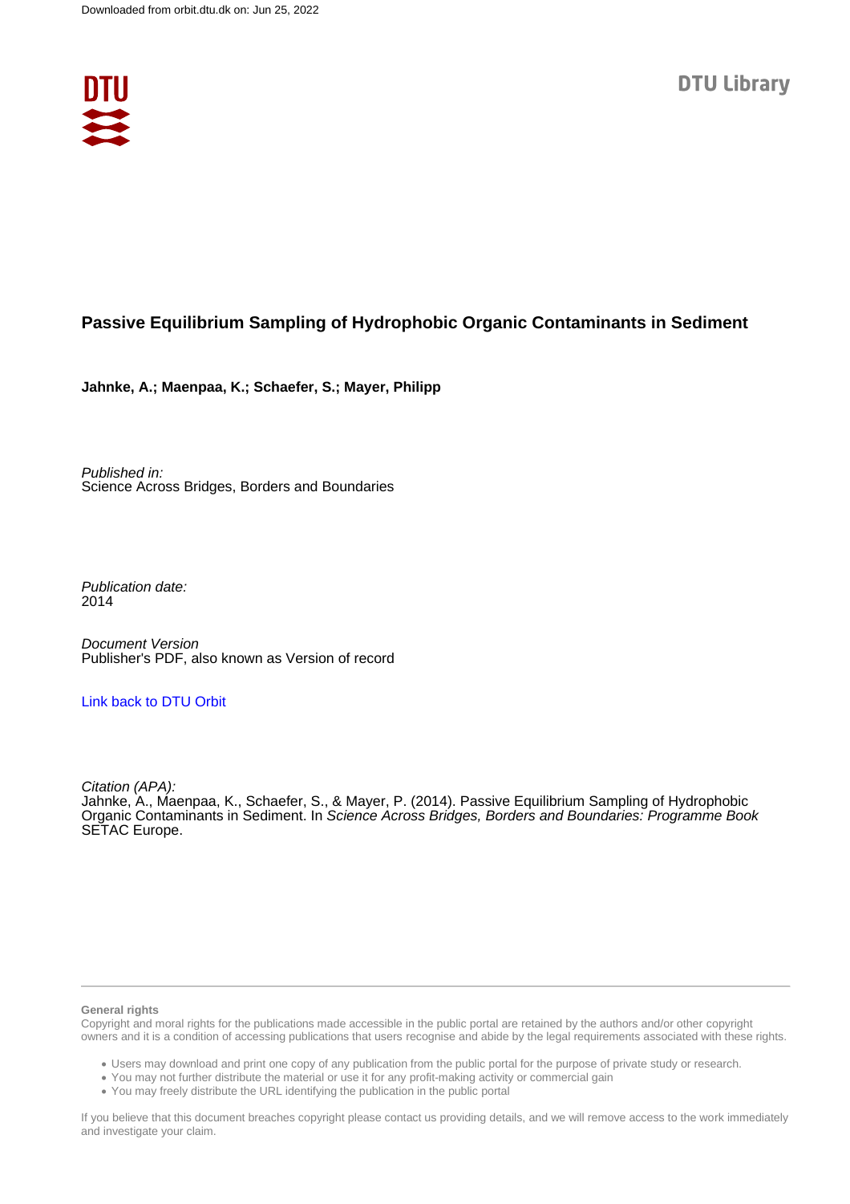Downloaded from orbit.dtu.dk on: Jun 25, 2022

DTU Library

# Passive Equilibrium Sampling of Hydrophobic Organic Contaminants in Sediment

**Jahnke, A.; Maenpaa, K.; Schaefer, S.; Mayer, Philipp**

*Published in:*
Science Across Bridges, Borders and Boundaries

*Publication date:*
2014

*Document Version*
Publisher's PDF, also known as Version of record

[Link back to DTU Orbit](#)

*Citation (APA):*
Jahnke, A., Maenpaa, K., Schaefer, S., & Mayer, P. (2014). Passive Equilibrium Sampling of Hydrophobic Organic Contaminants in Sediment. In *Science Across Bridges, Borders and Boundaries: Programme Book* SETAC Europe.

---

**General rights**
Copyright and moral rights for the publications made accessible in the public portal are retained by the authors and/or other copyright owners and it is a condition of accessing publications that users recognise and abide by the legal requirements associated with these rights.

- Users may download and print one copy of any publication from the public portal for the purpose of private study or research.
- You may not further distribute the material or use it for any profit-making activity or commercial gain
- You may freely distribute the URL identifying the publication in the public portal

If you believe that this document breaches copyright please contact us providing details, and we will remove access to the work immediately and investigate your claim.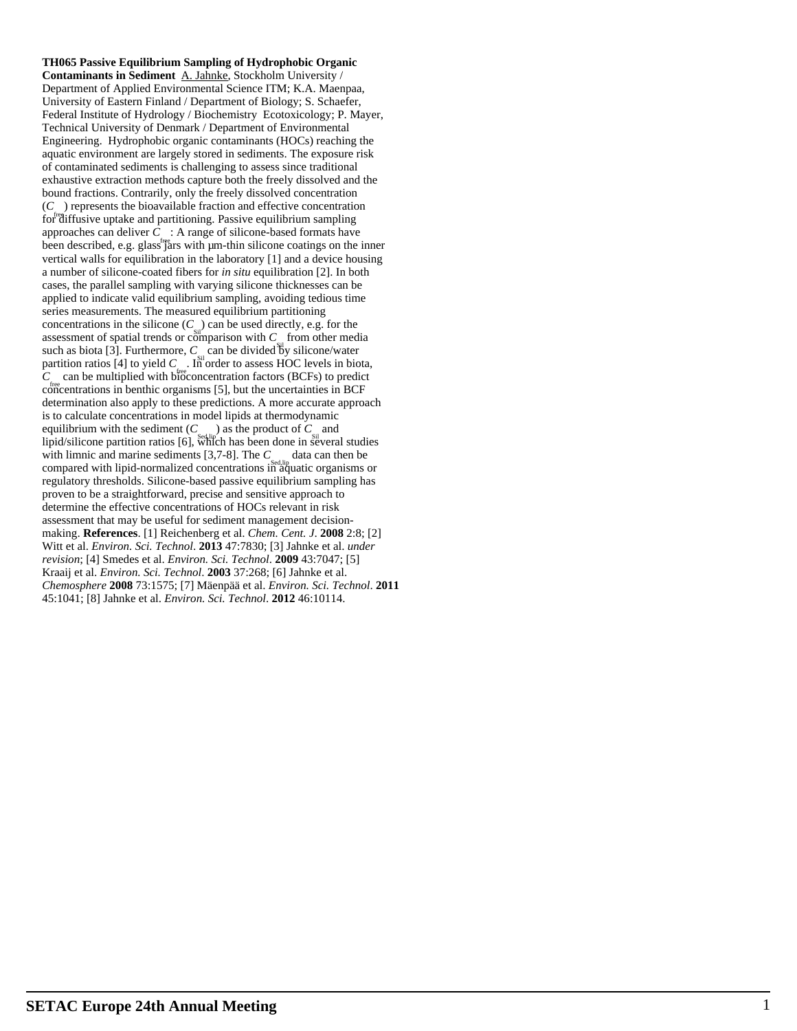**TH065 Passive Equilibrium Sampling of Hydrophobic Organic Contaminants in Sediment** A. Jahnke, Stockholm University / Department of Applied Environmental Science ITM; K.A. Maenpaa, University of Eastern Finland / Department of Biology; S. Schaefer, Federal Institute of Hydrology / Biochemistry Ecotoxicology; P. Mayer, Technical University of Denmark / Department of Environmental Engineering. Hydrophobic organic contaminants (HOCs) reaching the aquatic environment are largely stored in sediments. The exposure risk of contaminated sediments is challenging to assess since traditional exhaustive extraction methods capture both the freely dissolved and the bound fractions. Contrarily, only the freely dissolved concentration ($C_{free}$) represents the bioavailable fraction and effective concentration for diffusive uptake and partitioning. Passive equilibrium sampling approaches can deliver $C_{free}$: A range of silicone-based formats have been described, e.g. glass jars with µm-thin silicone coatings on the inner vertical walls for equilibration in the laboratory [1] and a device housing a number of silicone-coated fibers for *in situ* equilibration [2]. In both cases, the parallel sampling with varying silicone thicknesses can be applied to indicate valid equilibrium sampling, avoiding tedious time series measurements. The measured equilibrium partitioning concentrations in the silicone ($C_{Sil}$) can be used directly, e.g. for the assessment of spatial trends or comparison with $C_{Sil}$ from other media such as biota [3]. Furthermore, $C_{Sil}$ can be divided by silicone/water partition ratios [4] to yield $C_{free}$. In order to assess HOC levels in biota, $C_{free}$ can be multiplied with bioconcentration factors (BCFs) to predict concentrations in benthic organisms [5], but the uncertainties in BCF determination also apply to these predictions. A more accurate approach is to calculate concentrations in model lipids at thermodynamic equilibrium with the sediment ($C_{Sed,lip}$) as the product of $C_{Sil}$ and lipid/silicone partition ratios [6], which has been done in several studies with limnic and marine sediments [3,7-8]. The $C_{Sed,lip}$ data can then be compared with lipid-normalized concentrations in aquatic organisms or regulatory thresholds. Silicone-based passive equilibrium sampling has proven to be a straightforward, precise and sensitive approach to determine the effective concentrations of HOCs relevant in risk assessment that may be useful for sediment management decision-making. **References**. [1] Reichenberg et al. *Chem. Cent. J*. **2008** 2:8; [2] Witt et al. *Environ. Sci. Technol*. **2013** 47:7830; [3] Jahnke et al. *under revision*; [4] Smedes et al. *Environ. Sci. Technol*. **2009** 43:7047; [5] Kraaij et al. *Environ. Sci. Technol*. **2003** 37:268; [6] Jahnke et al. *Chemosphere* **2008** 73:1575; [7] Mäenpää et al. *Environ. Sci. Technol*. **2011** 45:1041; [8] Jahnke et al. *Environ. Sci. Technol*. **2012** 46:10114.